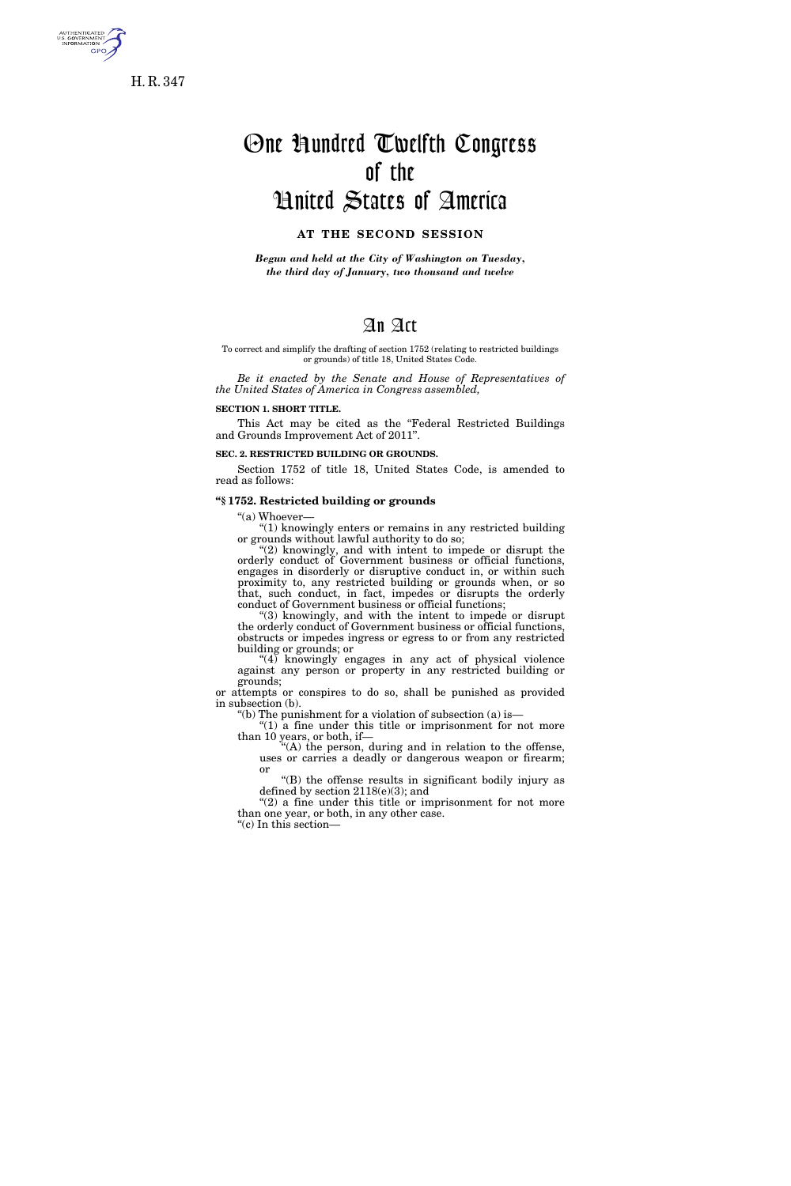H. R. 347

# One Hundred Twelfth Congress of the United States of America

**AT THE SECOND SESSION**

*Begun and held at the City of Washington on Tuesday, the third day of January, two thousand and twelve*

# An Act

To correct and simplify the drafting of section 1752 (relating to restricted buildings or grounds) of title 18, United States Code.

*Be it enacted by the Senate and House of Representatives of the United States of America in Congress assembled,*

**SECTION 1. SHORT TITLE.**

This Act may be cited as the "Federal Restricted Buildings and Grounds Improvement Act of 2011".

**SEC. 2. RESTRICTED BUILDING OR GROUNDS.**

Section 1752 of title 18, United States Code, is amended to read as follows:

**"§ 1752. Restricted building or grounds**

"(a) Whoever—

"(1) knowingly enters or remains in any restricted building or grounds without lawful authority to do so;

"(2) knowingly, and with intent to impede or disrupt the orderly conduct of Government business or official functions, engages in disorderly or disruptive conduct in, or within such proximity to, any restricted building or grounds when, or so that, such conduct, in fact, impedes or disrupts the orderly conduct of Government business or official functions;

"(3) knowingly, and with the intent to impede or disrupt the orderly conduct of Government business or official functions, obstructs or impedes ingress or egress to or from any restricted building or grounds; or

"(4) knowingly engages in any act of physical violence against any person or property in any restricted building or grounds;

or attempts or conspires to do so, shall be punished as provided in subsection (b).

"(b) The punishment for a violation of subsection (a) is—

"(1) a fine under this title or imprisonment for not more than 10 years, or both, if—

"(A) the person, during and in relation to the offense, uses or carries a deadly or dangerous weapon or firearm; or

"(B) the offense results in significant bodily injury as defined by section 2118(e)(3); and

"(2) a fine under this title or imprisonment for not more than one year, or both, in any other case.

"(c) In this section—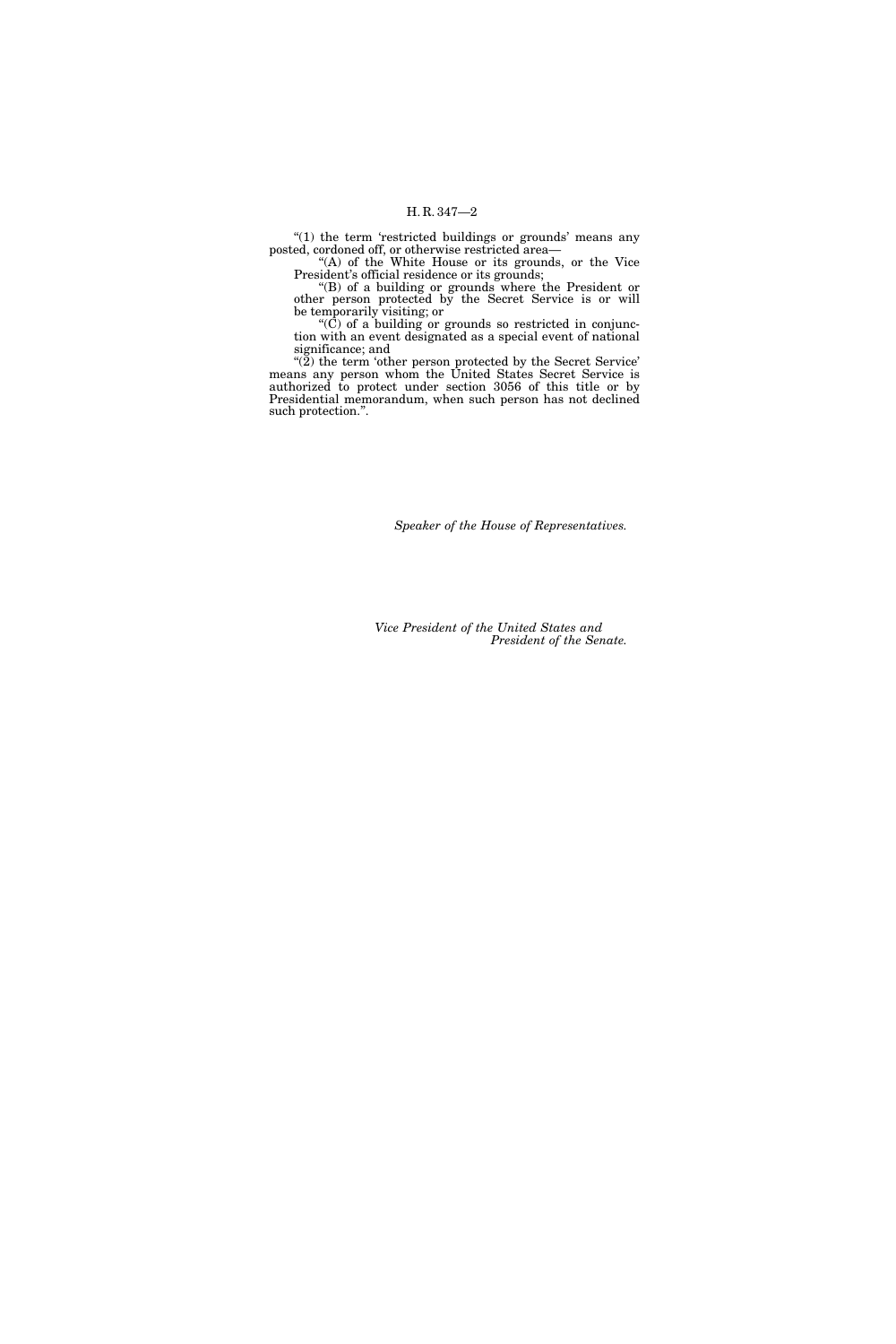"(1) the term 'restricted buildings or grounds' means any posted, cordoned off, or otherwise restricted area—

"(A) of the White House or its grounds, or the Vice President's official residence or its grounds;

"(B) of a building or grounds where the President or other person protected by the Secret Service is or will be temporarily visiting; or

"(C) of a building or grounds so restricted in conjunction with an event designated as a special event of national significance; and

"(2) the term 'other person protected by the Secret Service' means any person whom the United States Secret Service is authorized to protect under section 3056 of this title or by Presidential memorandum, when such person has not declined such protection.".

*Speaker of the House of Representatives.*

*Vice President of the United States and President of the Senate.*